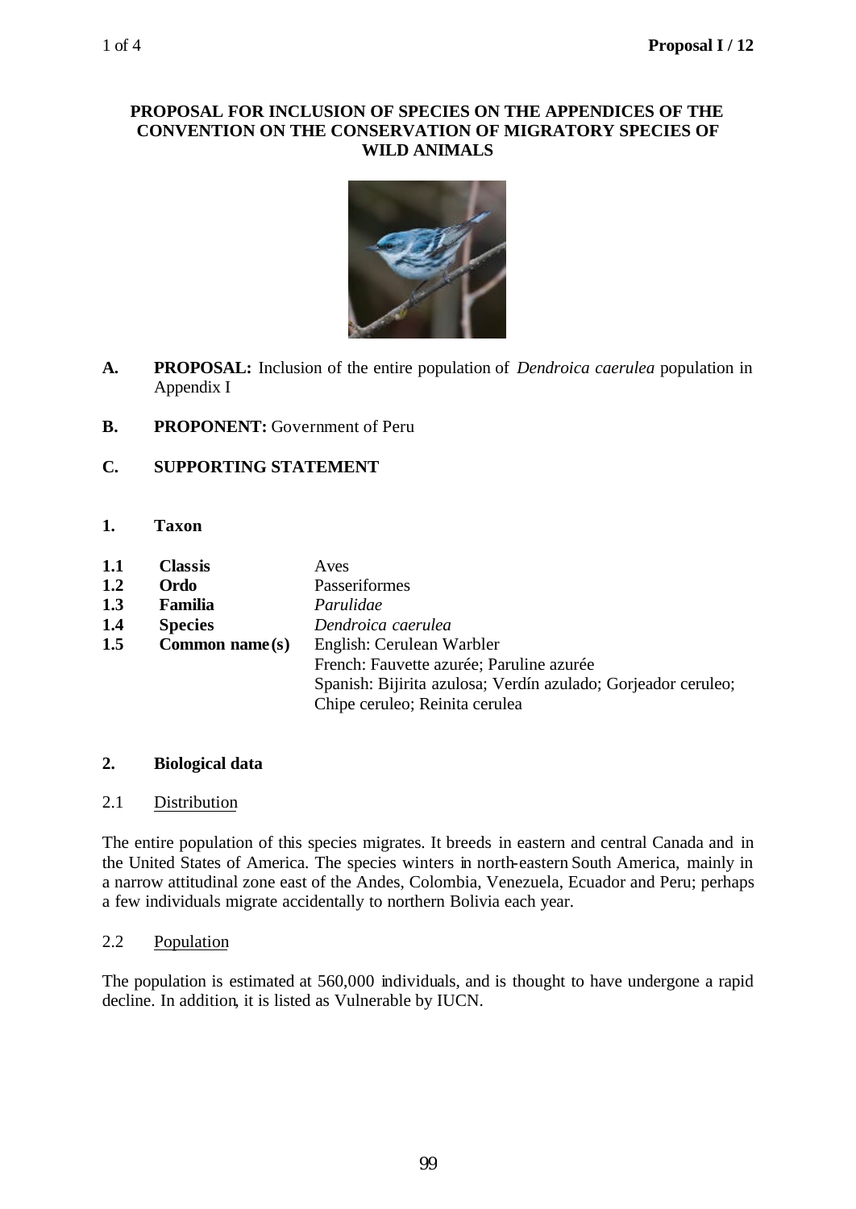# PROPOSAL FOR INCLUSION OF SPECIES ON THE APPENDICES OF THE CONVENTION ON THE CONSERVATION OF MIGRATORY SPECIES OF WILD ANIMALS

**A. PROPOSAL:** Inclusion of the entire population of *Dendroica caerulea* population in Appendix I

**B. PROPONENT:** Government of Peru

**C. SUPPORTING STATEMENT**

## 1. Taxon

| | | |
|---|---|---|
| **1.1** | **Classis** | Aves |
| **1.2** | **Ordo** | Passeriformes |
| **1.3** | **Familia** | *Parulidae* |
| **1.4** | **Species** | *Dendroica caerulea* |
| **1.5** | **Common name(s)** | English: Cerulean Warbler<br>French: Fauvette azurée; Paruline azurée<br>Spanish: Bijirita azulosa; Verdín azulado; Gorjeador ceruleo; Chipe ceruleo; Reinita cerulea |

## 2. Biological data

### 2.1 Distribution

The entire population of this species migrates. It breeds in eastern and central Canada and in the United States of America. The species winters in north-eastern South America, mainly in a narrow attitudinal zone east of the Andes, Colombia, Venezuela, Ecuador and Peru; perhaps a few individuals migrate accidentally to northern Bolivia each year.

### 2.2 Population

The population is estimated at 560,000 individuals, and is thought to have undergone a rapid decline. In addition, it is listed as Vulnerable by IUCN.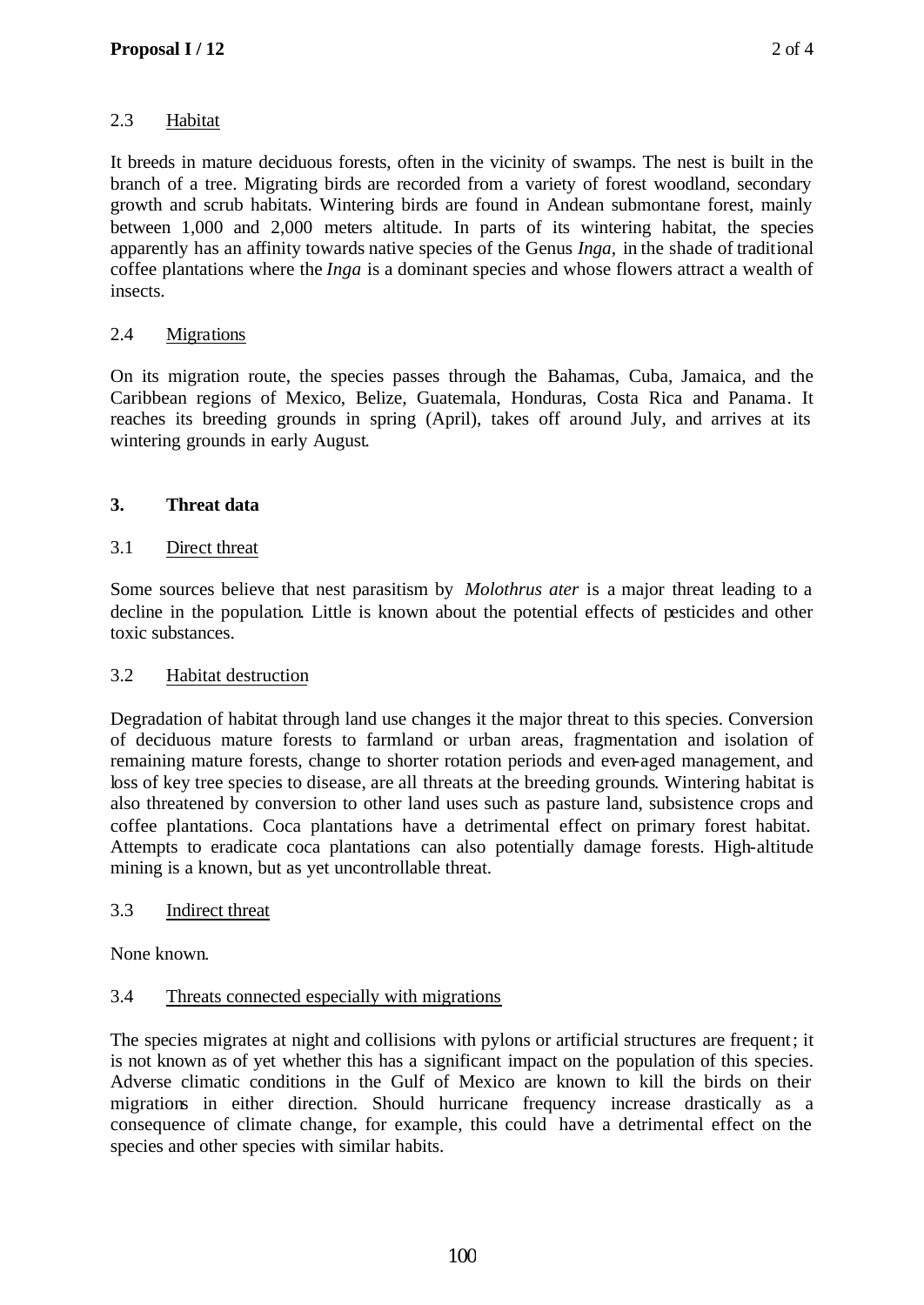2.3 Habitat

It breeds in mature deciduous forests, often in the vicinity of swamps. The nest is built in the branch of a tree. Migrating birds are recorded from a variety of forest woodland, secondary growth and scrub habitats. Wintering birds are found in Andean submontane forest, mainly between 1,000 and 2,000 meters altitude. In parts of its wintering habitat, the species apparently has an affinity towards native species of the Genus *Inga*, in the shade of traditional coffee plantations where the *Inga* is a dominant species and whose flowers attract a wealth of insects.

2.4 Migrations

On its migration route, the species passes through the Bahamas, Cuba, Jamaica, and the Caribbean regions of Mexico, Belize, Guatemala, Honduras, Costa Rica and Panama. It reaches its breeding grounds in spring (April), takes off around July, and arrives at its wintering grounds in early August.

## 3. Threat data

3.1 Direct threat

Some sources believe that nest parasitism by *Molothrus ater* is a major threat leading to a decline in the population. Little is known about the potential effects of pesticides and other toxic substances.

3.2 Habitat destruction

Degradation of habitat through land use changes it the major threat to this species. Conversion of deciduous mature forests to farmland or urban areas, fragmentation and isolation of remaining mature forests, change to shorter rotation periods and even-aged management, and loss of key tree species to disease, are all threats at the breeding grounds. Wintering habitat is also threatened by conversion to other land uses such as pasture land, subsistence crops and coffee plantations. Coca plantations have a detrimental effect on primary forest habitat. Attempts to eradicate coca plantations can also potentially damage forests. High-altitude mining is a known, but as yet uncontrollable threat.

3.3 Indirect threat

None known.

3.4 Threats connected especially with migrations

The species migrates at night and collisions with pylons or artificial structures are frequent; it is not known as of yet whether this has a significant impact on the population of this species. Adverse climatic conditions in the Gulf of Mexico are known to kill the birds on their migrations in either direction. Should hurricane frequency increase drastically as a consequence of climate change, for example, this could have a detrimental effect on the species and other species with similar habits.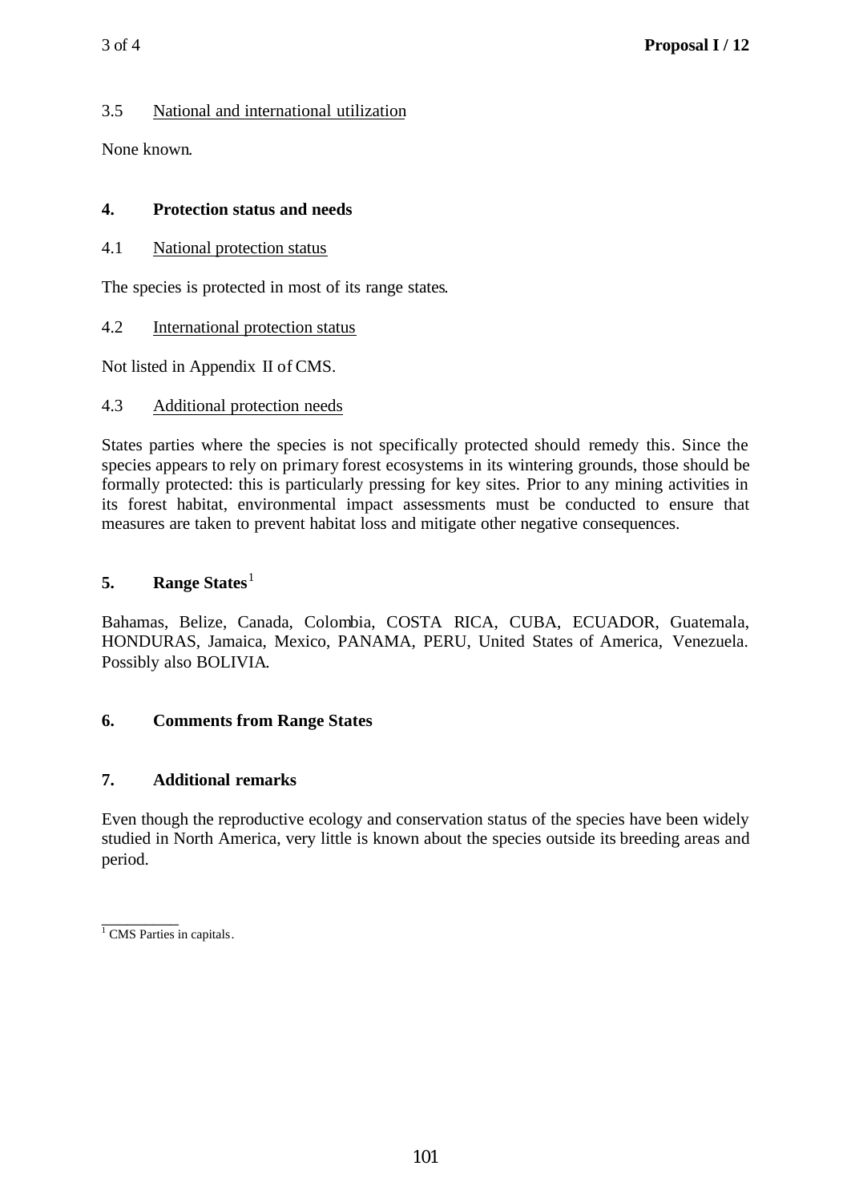### 3.5 National and international utilization

None known.

## 4. Protection status and needs

### 4.1 National protection status

The species is protected in most of its range states.

### 4.2 International protection status

Not listed in Appendix II of CMS.

### 4.3 Additional protection needs

States parties where the species is not specifically protected should remedy this. Since the species appears to rely on primary forest ecosystems in its wintering grounds, those should be formally protected: this is particularly pressing for key sites. Prior to any mining activities in its forest habitat, environmental impact assessments must be conducted to ensure that measures are taken to prevent habitat loss and mitigate other negative consequences.

## 5. Range States[1]

Bahamas, Belize, Canada, Colombia, COSTA RICA, CUBA, ECUADOR, Guatemala, HONDURAS, Jamaica, Mexico, PANAMA, PERU, United States of America, Venezuela. Possibly also BOLIVIA.

## 6. Comments from Range States

## 7. Additional remarks

Even though the reproductive ecology and conservation status of the species have been widely studied in North America, very little is known about the species outside its breeding areas and period.

---

[1] CMS Parties in capitals.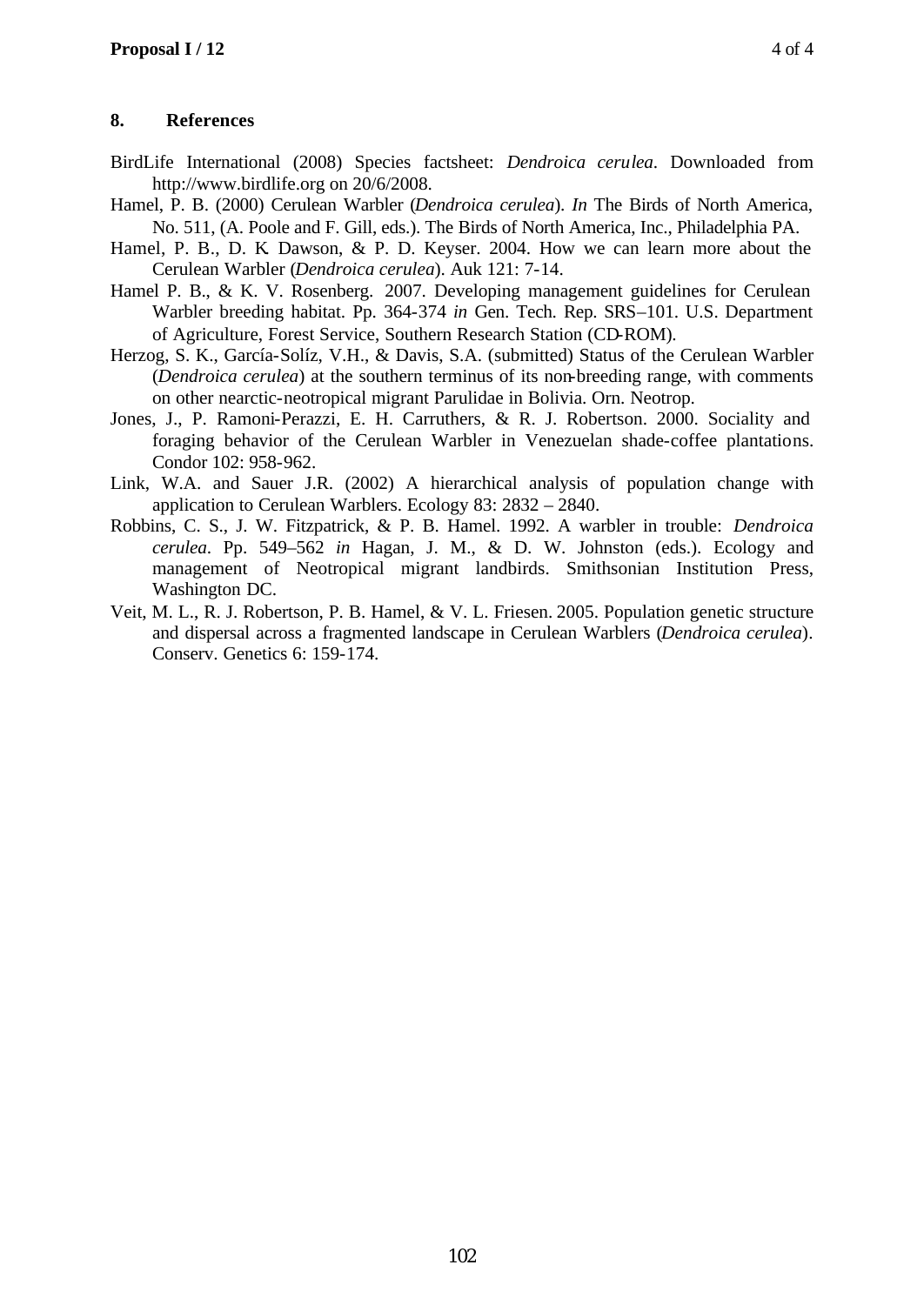## 8. References

BirdLife International (2008) Species factsheet: *Dendroica cerulea*. Downloaded from http://www.birdlife.org on 20/6/2008.

Hamel, P. B. (2000) Cerulean Warbler (*Dendroica cerulea*). *In* The Birds of North America, No. 511, (A. Poole and F. Gill, eds.). The Birds of North America, Inc., Philadelphia PA.

Hamel, P. B., D. K. Dawson, & P. D. Keyser. 2004. How we can learn more about the Cerulean Warbler (*Dendroica cerulea*). Auk 121: 7-14.

Hamel P. B., & K. V. Rosenberg. 2007. Developing management guidelines for Cerulean Warbler breeding habitat. Pp. 364-374 *in* Gen. Tech. Rep. SRS–101. U.S. Department of Agriculture, Forest Service, Southern Research Station (CD-ROM).

Herzog, S. K., García-Solíz, V.H., & Davis, S.A. (submitted) Status of the Cerulean Warbler (*Dendroica cerulea*) at the southern terminus of its non-breeding range, with comments on other nearctic-neotropical migrant Parulidae in Bolivia. Orn. Neotrop.

Jones, J., P. Ramoni-Perazzi, E. H. Carruthers, & R. J. Robertson. 2000. Sociality and foraging behavior of the Cerulean Warbler in Venezuelan shade-coffee plantations. Condor 102: 958-962.

Link, W.A. and Sauer J.R. (2002) A hierarchical analysis of population change with application to Cerulean Warblers. Ecology 83: 2832 – 2840.

Robbins, C. S., J. W. Fitzpatrick, & P. B. Hamel. 1992. A warbler in trouble: *Dendroica cerulea*. Pp. 549–562 *in* Hagan, J. M., & D. W. Johnston (eds.). Ecology and management of Neotropical migrant landbirds. Smithsonian Institution Press, Washington DC.

Veit, M. L., R. J. Robertson, P. B. Hamel, & V. L. Friesen. 2005. Population genetic structure and dispersal across a fragmented landscape in Cerulean Warblers (*Dendroica cerulea*). Conserv. Genetics 6: 159-174.